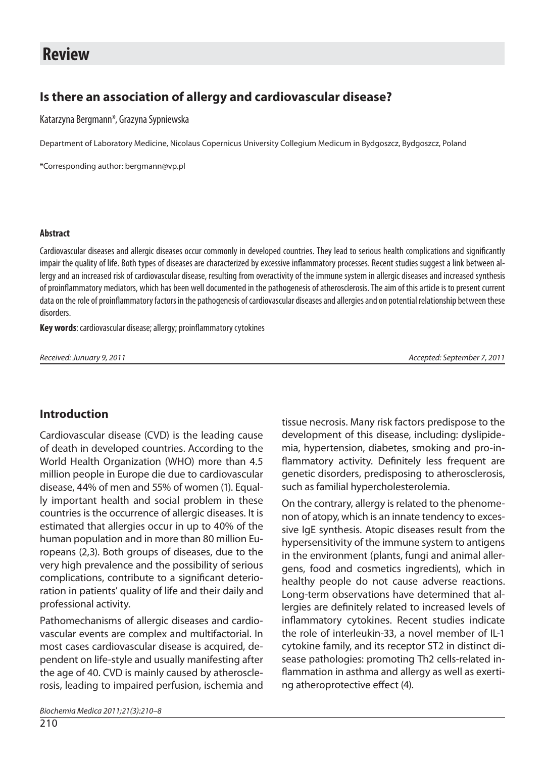# Review

## Is there an association of allergy and cardiovascular disease?

Katarzyna Bergmann*, Grazyna Sypniewska

Department of Laboratory Medicine, Nicolaus Copernicus University Collegium Medicum in Bydgoszcz, Bydgoszcz, Poland

*Corresponding author: bergmann@vp.pl

#### Abstract

Cardiovascular diseases and allergic diseases occur commonly in developed countries. They lead to serious health complications and significantly impair the quality of life. Both types of diseases are characterized by excessive inflammatory processes. Recent studies suggest a link between allergy and an increased risk of cardiovascular disease, resulting from overactivity of the immune system in allergic diseases and increased synthesis of proinflammatory mediators, which has been well documented in the pathogenesis of atherosclerosis. The aim of this article is to present current data on the role of proinflammatory factors in the pathogenesis of cardiovascular diseases and allergies and on potential relationship between these disorders.

**Key words**: cardiovascular disease; allergy; proinflammatory cytokines

*Received: Junuary 9, 2011* *Accepted: September 7, 2011*

## Introduction

Cardiovascular disease (CVD) is the leading cause of death in developed countries. According to the World Health Organization (WHO) more than 4.5 million people in Europe die due to cardiovascular disease, 44% of men and 55% of women (1). Equally important health and social problem in these countries is the occurrence of allergic diseases. It is estimated that allergies occur in up to 40% of the human population and in more than 80 million Europeans (2,3). Both groups of diseases, due to the very high prevalence and the possibility of serious complications, contribute to a significant deterioration in patients' quality of life and their daily and professional activity.

Pathomechanisms of allergic diseases and cardiovascular events are complex and multifactorial. In most cases cardiovascular disease is acquired, dependent on life-style and usually manifesting after the age of 40. CVD is mainly caused by atherosclerosis, leading to impaired perfusion, ischemia and tissue necrosis. Many risk factors predispose to the development of this disease, including: dyslipidemia, hypertension, diabetes, smoking and pro-inflammatory activity. Definitely less frequent are genetic disorders, predisposing to atherosclerosis, such as familial hypercholesterolemia.

On the contrary, allergy is related to the phenomenon of atopy, which is an innate tendency to excessive IgE synthesis. Atopic diseases result from the hypersensitivity of the immune system to antigens in the environment (plants, fungi and animal allergens, food and cosmetics ingredients), which in healthy people do not cause adverse reactions. Long-term observations have determined that allergies are definitely related to increased levels of inflammatory cytokines. Recent studies indicate the role of interleukin-33, a novel member of IL-1 cytokine family, and its receptor ST2 in distinct disease pathologies: promoting Th2 cells-related inflammation in asthma and allergy as well as exerting atheroprotective effect (4).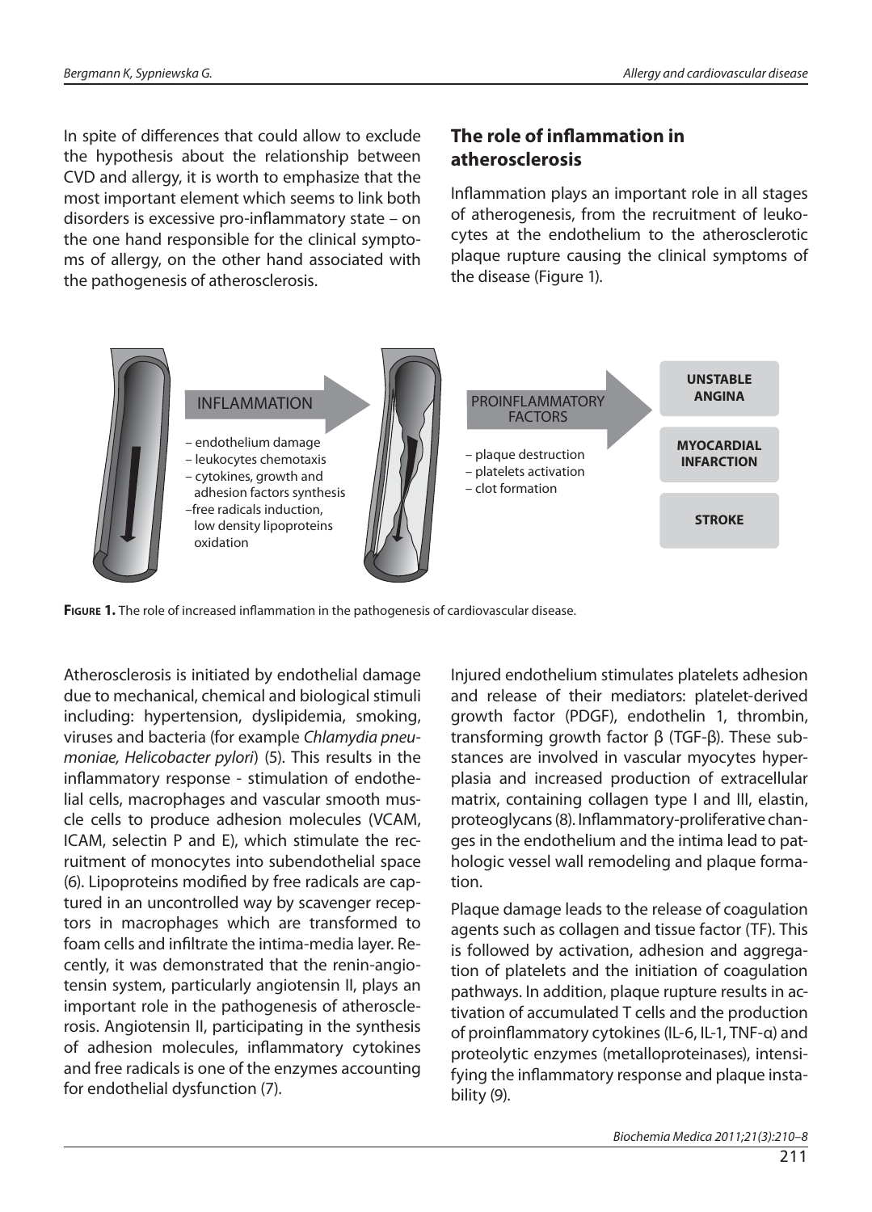In spite of differences that could allow to exclude the hypothesis about the relationship between CVD and allergy, it is worth to emphasize that the most important element which seems to link both disorders is excessive pro-inflammatory state – on the one hand responsible for the clinical symptoms of allergy, on the other hand associated with the pathogenesis of atherosclerosis.

## The role of inflammation in atherosclerosis

Inflammation plays an important role in all stages of atherogenesis, from the recruitment of leukocytes at the endothelium to the atherosclerotic plaque rupture causing the clinical symptoms of the disease (Figure 1).

INFLAMMATION

– endothelium damage
– leukocytes chemotaxis
– cytokines, growth and adhesion factors synthesis
–free radicals induction, low density lipoproteins oxidation

PROINFLAMMATORY FACTORS

– plaque destruction
– platelets activation
– clot formation

UNSTABLE ANGINA

MYOCARDIAL INFARCTION

STROKE

**Figure 1.** The role of increased inflammation in the pathogenesis of cardiovascular disease.

Atherosclerosis is initiated by endothelial damage due to mechanical, chemical and biological stimuli including: hypertension, dyslipidemia, smoking, viruses and bacteria (for example *Chlamydia pneumoniae, Helicobacter pylori*) (5). This results in the inflammatory response - stimulation of endothelial cells, macrophages and vascular smooth muscle cells to produce adhesion molecules (VCAM, ICAM, selectin P and E), which stimulate the recruitment of monocytes into subendothelial space (6). Lipoproteins modified by free radicals are captured in an uncontrolled way by scavenger receptors in macrophages which are transformed to foam cells and infiltrate the intima-media layer. Recently, it was demonstrated that the renin-angiotensin system, particularly angiotensin II, plays an important role in the pathogenesis of atherosclerosis. Angiotensin II, participating in the synthesis of adhesion molecules, inflammatory cytokines and free radicals is one of the enzymes accounting for endothelial dysfunction (7).

Injured endothelium stimulates platelets adhesion and release of their mediators: platelet-derived growth factor (PDGF), endothelin 1, thrombin, transforming growth factor β (TGF-β). These substances are involved in vascular myocytes hyperplasia and increased production of extracellular matrix, containing collagen type I and III, elastin, proteoglycans (8). Inflammatory-proliferative changes in the endothelium and the intima lead to pathologic vessel wall remodeling and plaque formation.

Plaque damage leads to the release of coagulation agents such as collagen and tissue factor (TF). This is followed by activation, adhesion and aggregation of platelets and the initiation of coagulation pathways. In addition, plaque rupture results in activation of accumulated T cells and the production of proinflammatory cytokines (IL-6, IL-1, TNF-α) and proteolytic enzymes (metalloproteinases), intensifying the inflammatory response and plaque instability (9).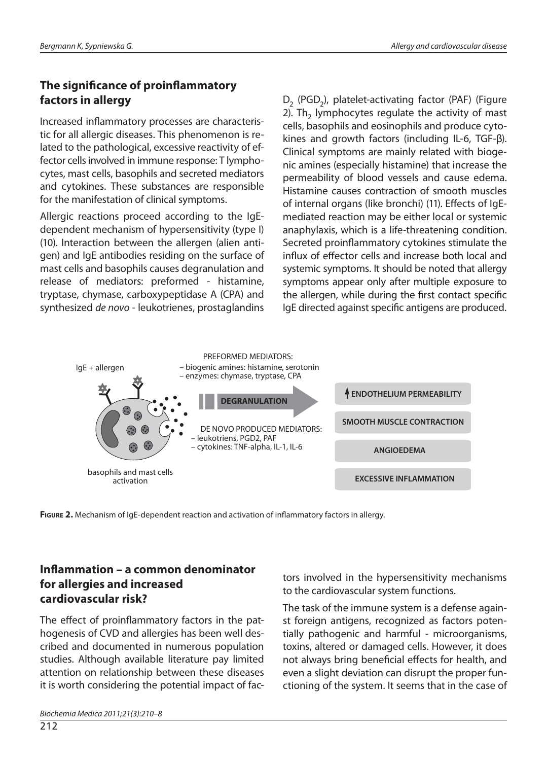## The significance of proinflammatory factors in allergy

Increased inflammatory processes are characteristic for all allergic diseases. This phenomenon is related to the pathological, excessive reactivity of effector cells involved in immune response: T lymphocytes, mast cells, basophils and secreted mediators and cytokines. These substances are responsible for the manifestation of clinical symptoms.

Allergic reactions proceed according to the IgE-dependent mechanism of hypersensitivity (type I) (10). Interaction between the allergen (alien antigen) and IgE antibodies residing on the surface of mast cells and basophils causes degranulation and release of mediators: preformed - histamine, tryptase, chymase, carboxypeptidase A (CPA) and synthesized *de novo* - leukotrienes, prostaglandins $D_2$ ($PGD_2$), platelet-activating factor (PAF) (Figure 2). $Th_2$ lymphocytes regulate the activity of mast cells, basophils and eosinophils and produce cytokines and growth factors (including IL-6, TGF-β). Clinical symptoms are mainly related with biogenic amines (especially histamine) that increase the permeability of blood vessels and cause edema. Histamine causes contraction of smooth muscles of internal organs (like bronchi) (11). Effects of IgE-mediated reaction may be either local or systemic anaphylaxis, which is a life-threatening condition. Secreted proinflammatory cytokines stimulate the influx of effector cells and increase both local and systemic symptoms. It should be noted that allergy symptoms appear only after multiple exposure to the allergen, while during the first contact specific IgE directed against specific antigens are produced.

IgE + allergen

PREFORMED MEDIATORS:
– biogenic amines: histamine, serotonin
– enzymes: chymase, tryptase, CPA

DEGRANULATION

DE NOVO PRODUCED MEDIATORS:
– leukotriens, PGD2, PAF
– cytokines: TNF-alpha, IL-1, IL-6

basophils and mast cells activation

↑ ENDOTHELIUM PERMEABILITY

SMOOTH MUSCLE CONTRACTION

ANGIOEDEMA

EXCESSIVE INFLAMMATION

**Figure 2.** Mechanism of IgE-dependent reaction and activation of inflammatory factors in allergy.

## Inflammation – a common denominator for allergies and increased cardiovascular risk?

The effect of proinflammatory factors in the pathogenesis of CVD and allergies has been well described and documented in numerous population studies. Although available literature pay limited attention on relationship between these diseases it is worth considering the potential impact of factors involved in the hypersensitivity mechanisms to the cardiovascular system functions.

The task of the immune system is a defense against foreign antigens, recognized as factors potentially pathogenic and harmful - microorganisms, toxins, altered or damaged cells. However, it does not always bring beneficial effects for health, and even a slight deviation can disrupt the proper functioning of the system. It seems that in the case of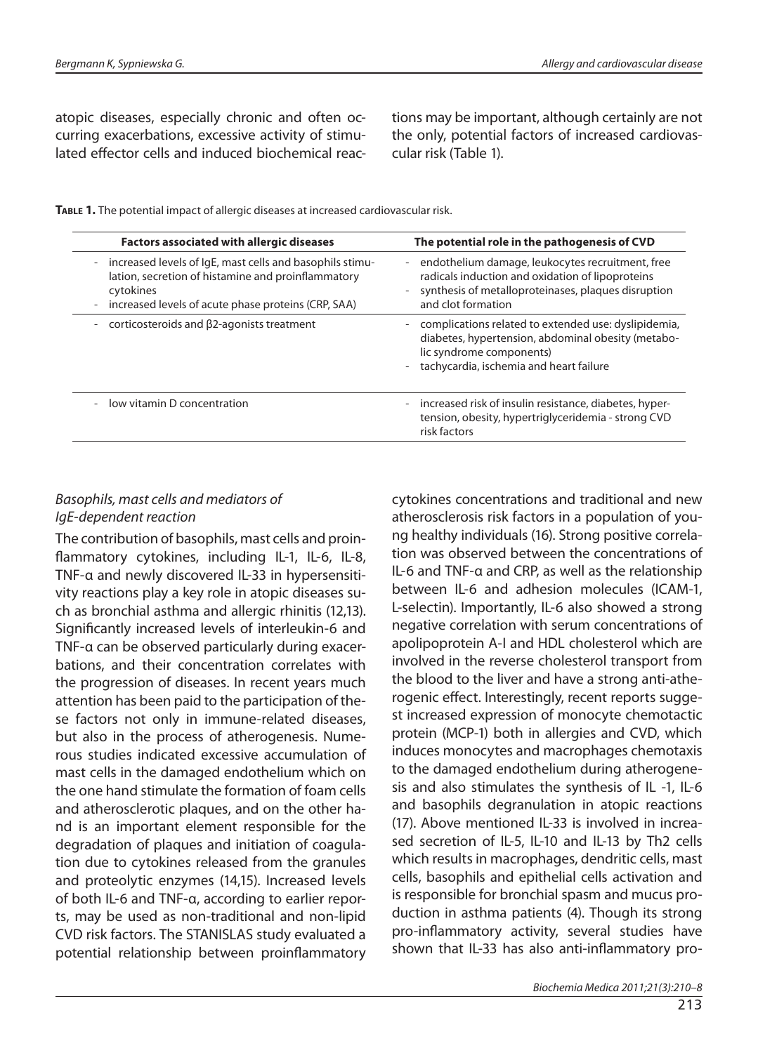atopic diseases, especially chronic and often occurring exacerbations, excessive activity of stimulated effector cells and induced biochemical reactions may be important, although certainly are not the only, potential factors of increased cardiovascular risk (Table 1).

**Table 1.** The potential impact of allergic diseases at increased cardiovascular risk.

| Factors associated with allergic diseases | The potential role in the pathogenesis of CVD |
| --- | --- |
| - increased levels of IgE, mast cells and basophils stimulation, secretion of histamine and proinflammatory cytokines<br>- increased levels of acute phase proteins (CRP, SAA) | - endothelium damage, leukocytes recruitment, free radicals induction and oxidation of lipoproteins<br>- synthesis of metalloproteinases, plaques disruption and clot formation |
| - corticosteroids and β2-agonists treatment | - complications related to extended use: dyslipidemia, diabetes, hypertension, abdominal obesity (metabolic syndrome components)<br>- tachycardia, ischemia and heart failure |
| - low vitamin D concentration | - increased risk of insulin resistance, diabetes, hypertension, obesity, hypertriglyceridemia - strong CVD risk factors |

### *Basophils, mast cells and mediators of IgE-dependent reaction*

The contribution of basophils, mast cells and proinflammatory cytokines, including IL-1, IL-6, IL-8, TNF-α and newly discovered IL-33 in hypersensitivity reactions play a key role in atopic diseases such as bronchial asthma and allergic rhinitis (12,13). Significantly increased levels of interleukin-6 and TNF-α can be observed particularly during exacerbations, and their concentration correlates with the progression of diseases. In recent years much attention has been paid to the participation of these factors not only in immune-related diseases, but also in the process of atherogenesis. Numerous studies indicated excessive accumulation of mast cells in the damaged endothelium which on the one hand stimulate the formation of foam cells and atherosclerotic plaques, and on the other hand is an important element responsible for the degradation of plaques and initiation of coagulation due to cytokines released from the granules and proteolytic enzymes (14,15). Increased levels of both IL-6 and TNF-α, according to earlier reports, may be used as non-traditional and non-lipid CVD risk factors. The STANISLAS study evaluated a potential relationship between proinflammatory cytokines concentrations and traditional and new atherosclerosis risk factors in a population of young healthy individuals (16). Strong positive correlation was observed between the concentrations of IL-6 and TNF-α and CRP, as well as the relationship between IL-6 and adhesion molecules (ICAM-1, L-selectin). Importantly, IL-6 also showed a strong negative correlation with serum concentrations of apolipoprotein A-I and HDL cholesterol which are involved in the reverse cholesterol transport from the blood to the liver and have a strong anti-atherogenic effect. Interestingly, recent reports suggest increased expression of monocyte chemotactic protein (MCP-1) both in allergies and CVD, which induces monocytes and macrophages chemotaxis to the damaged endothelium during atherogenesis and also stimulates the synthesis of IL -1, IL-6 and basophils degranulation in atopic reactions (17). Above mentioned IL-33 is involved in increased secretion of IL-5, IL-10 and IL-13 by Th2 cells which results in macrophages, dendritic cells, mast cells, basophils and epithelial cells activation and is responsible for bronchial spasm and mucus production in asthma patients (4). Though its strong pro-inflammatory activity, several studies have shown that IL-33 has also anti-inflammatory pro-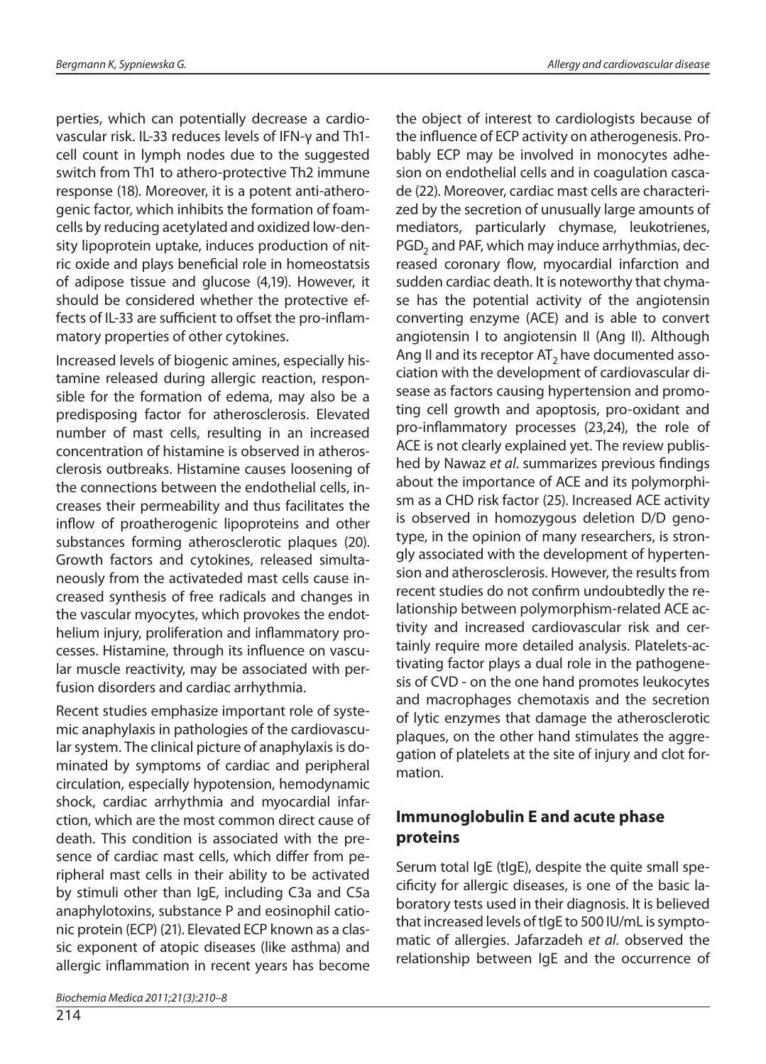perties, which can potentially decrease a cardiovascular risk. IL-33 reduces levels of IFN-γ and Th1-cell count in lymph nodes due to the suggested switch from Th1 to athero-protective Th2 immune response (18). Moreover, it is a potent anti-atherogenic factor, which inhibits the formation of foam-cells by reducing acetylated and oxidized low-density lipoprotein uptake, induces production of nitric oxide and plays beneficial role in homeostatsis of adipose tissue and glucose (4,19). However, it should be considered whether the protective effects of IL-33 are sufficient to offset the pro-inflammatory properties of other cytokines.

Increased levels of biogenic amines, especially histamine released during allergic reaction, responsible for the formation of edema, may also be a predisposing factor for atherosclerosis. Elevated number of mast cells, resulting in an increased concentration of histamine is observed in atherosclerosis outbreaks. Histamine causes loosening of the connections between the endothelial cells, increases their permeability and thus facilitates the inflow of proatherogenic lipoproteins and other substances forming atherosclerotic plaques (20). Growth factors and cytokines, released simultaneously from the activateded mast cells cause increased synthesis of free radicals and changes in the vascular myocytes, which provokes the endothelium injury, proliferation and inflammatory processes. Histamine, through its influence on vascular muscle reactivity, may be associated with perfusion disorders and cardiac arrhythmia.

Recent studies emphasize important role of systemic anaphylaxis in pathologies of the cardiovascular system. The clinical picture of anaphylaxis is dominated by symptoms of cardiac and peripheral circulation, especially hypotension, hemodynamic shock, cardiac arrhythmia and myocardial infarction, which are the most common direct cause of death. This condition is associated with the presence of cardiac mast cells, which differ from peripheral mast cells in their ability to be activated by stimuli other than IgE, including C3a and C5a anaphylotoxins, substance P and eosinophil cationic protein (ECP) (21). Elevated ECP known as a classic exponent of atopic diseases (like asthma) and allergic inflammation in recent years has become the object of interest to cardiologists because of the influence of ECP activity on atherogenesis. Probably ECP may be involved in monocytes adhesion on endothelial cells and in coagulation cascade (22). Moreover, cardiac mast cells are characterized by the secretion of unusually large amounts of mediators, particularly chymase, leukotrienes, $PGD_2$ and PAF, which may induce arrhythmias, decreased coronary flow, myocardial infarction and sudden cardiac death. It is noteworthy that chymase has the potential activity of the angiotensin converting enzyme (ACE) and is able to convert angiotensin I to angiotensin II (Ang II). Although Ang II and its receptor $AT_2$ have documented association with the development of cardiovascular disease as factors causing hypertension and promoting cell growth and apoptosis, pro-oxidant and pro-inflammatory processes (23,24), the role of ACE is not clearly explained yet. The review published by Nawaz *et al*. summarizes previous findings about the importance of ACE and its polymorphism as a CHD risk factor (25). Increased ACE activity is observed in homozygous deletion D/D genotype, in the opinion of many researchers, is strongly associated with the development of hypertension and atherosclerosis. However, the results from recent studies do not confirm undoubtedly the relationship between polymorphism-related ACE activity and increased cardiovascular risk and certainly require more detailed analysis. Platelets-activating factor plays a dual role in the pathogenesis of CVD - on the one hand promotes leukocytes and macrophages chemotaxis and the secretion of lytic enzymes that damage the atherosclerotic plaques, on the other hand stimulates the aggregation of platelets at the site of injury and clot formation.

## Immunoglobulin E and acute phase proteins

Serum total IgE (tIgE), despite the quite small specificity for allergic diseases, is one of the basic laboratory tests used in their diagnosis. It is believed that increased levels of tIgE to 500 IU/mL is symptomatic of allergies. Jafarzadeh *et al*. observed the relationship between IgE and the occurrence of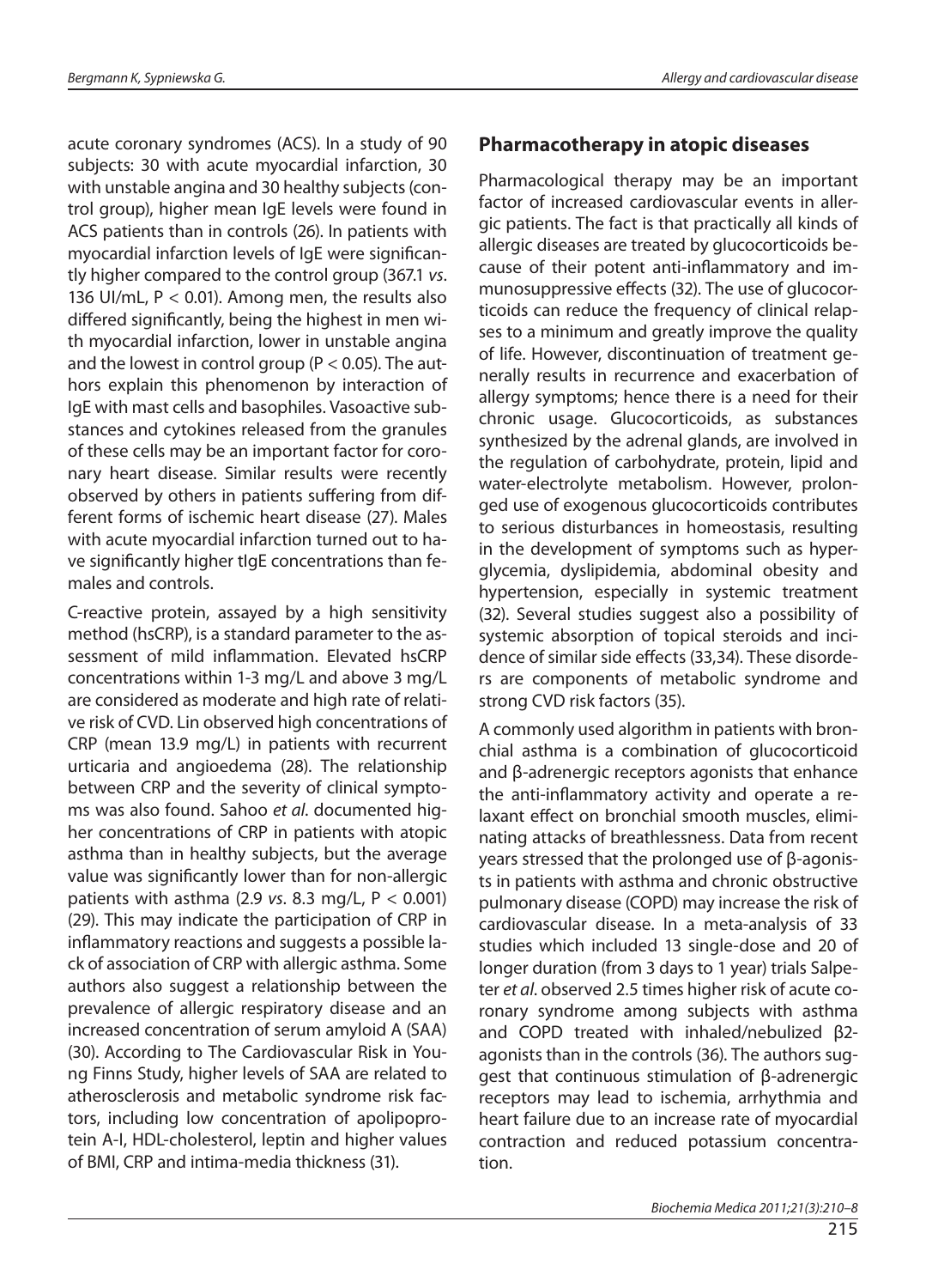acute coronary syndromes (ACS). In a study of 90 subjects: 30 with acute myocardial infarction, 30 with unstable angina and 30 healthy subjects (control group), higher mean IgE levels were found in ACS patients than in controls (26). In patients with myocardial infarction levels of IgE were significantly higher compared to the control group (367.1 *vs*. 136 UI/mL, $P < 0.01$). Among men, the results also differed significantly, being the highest in men with myocardial infarction, lower in unstable angina and the lowest in control group ($P < 0.05$). The authors explain this phenomenon by interaction of IgE with mast cells and basophiles. Vasoactive substances and cytokines released from the granules of these cells may be an important factor for coronary heart disease. Similar results were recently observed by others in patients suffering from different forms of ischemic heart disease (27). Males with acute myocardial infarction turned out to have significantly higher tIgE concentrations than females and controls.

C-reactive protein, assayed by a high sensitivity method (hsCRP), is a standard parameter to the assessment of mild inflammation. Elevated hsCRP concentrations within 1-3 mg/L and above 3 mg/L are considered as moderate and high rate of relative risk of CVD. Lin observed high concentrations of CRP (mean 13.9 mg/L) in patients with recurrent urticaria and angioedema (28). The relationship between CRP and the severity of clinical symptoms was also found. Sahoo *et al*. documented higher concentrations of CRP in patients with atopic asthma than in healthy subjects, but the average value was significantly lower than for non-allergic patients with asthma (2.9 *vs*. 8.3 mg/L, $P < 0.001$) (29). This may indicate the participation of CRP in inflammatory reactions and suggests a possible lack of association of CRP with allergic asthma. Some authors also suggest a relationship between the prevalence of allergic respiratory disease and an increased concentration of serum amyloid A (SAA) (30). According to The Cardiovascular Risk in Young Finns Study, higher levels of SAA are related to atherosclerosis and metabolic syndrome risk factors, including low concentration of apolipoprotein A-I, HDL-cholesterol, leptin and higher values of BMI, CRP and intima-media thickness (31).

## Pharmacotherapy in atopic diseases

Pharmacological therapy may be an important factor of increased cardiovascular events in allergic patients. The fact is that practically all kinds of allergic diseases are treated by glucocorticoids because of their potent anti-inflammatory and immunosuppressive effects (32). The use of glucocorticoids can reduce the frequency of clinical relapses to a minimum and greatly improve the quality of life. However, discontinuation of treatment generally results in recurrence and exacerbation of allergy symptoms; hence there is a need for their chronic usage. Glucocorticoids, as substances synthesized by the adrenal glands, are involved in the regulation of carbohydrate, protein, lipid and water-electrolyte metabolism. However, prolonged use of exogenous glucocorticoids contributes to serious disturbances in homeostasis, resulting in the development of symptoms such as hyperglycemia, dyslipidemia, abdominal obesity and hypertension, especially in systemic treatment (32). Several studies suggest also a possibility of systemic absorption of topical steroids and incidence of similar side effects (33,34). These disorders are components of metabolic syndrome and strong CVD risk factors (35).

A commonly used algorithm in patients with bronchial asthma is a combination of glucocorticoid and β-adrenergic receptors agonists that enhance the anti-inflammatory activity and operate a relaxant effect on bronchial smooth muscles, eliminating attacks of breathlessness. Data from recent years stressed that the prolonged use of β-agonists in patients with asthma and chronic obstructive pulmonary disease (COPD) may increase the risk of cardiovascular disease. In a meta-analysis of 33 studies which included 13 single-dose and 20 of longer duration (from 3 days to 1 year) trials Salpeter *et al*. observed 2.5 times higher risk of acute coronary syndrome among subjects with asthma and COPD treated with inhaled/nebulized β2-agonists than in the controls (36). The authors suggest that continuous stimulation of β-adrenergic receptors may lead to ischemia, arrhythmia and heart failure due to an increase rate of myocardial contraction and reduced potassium concentration.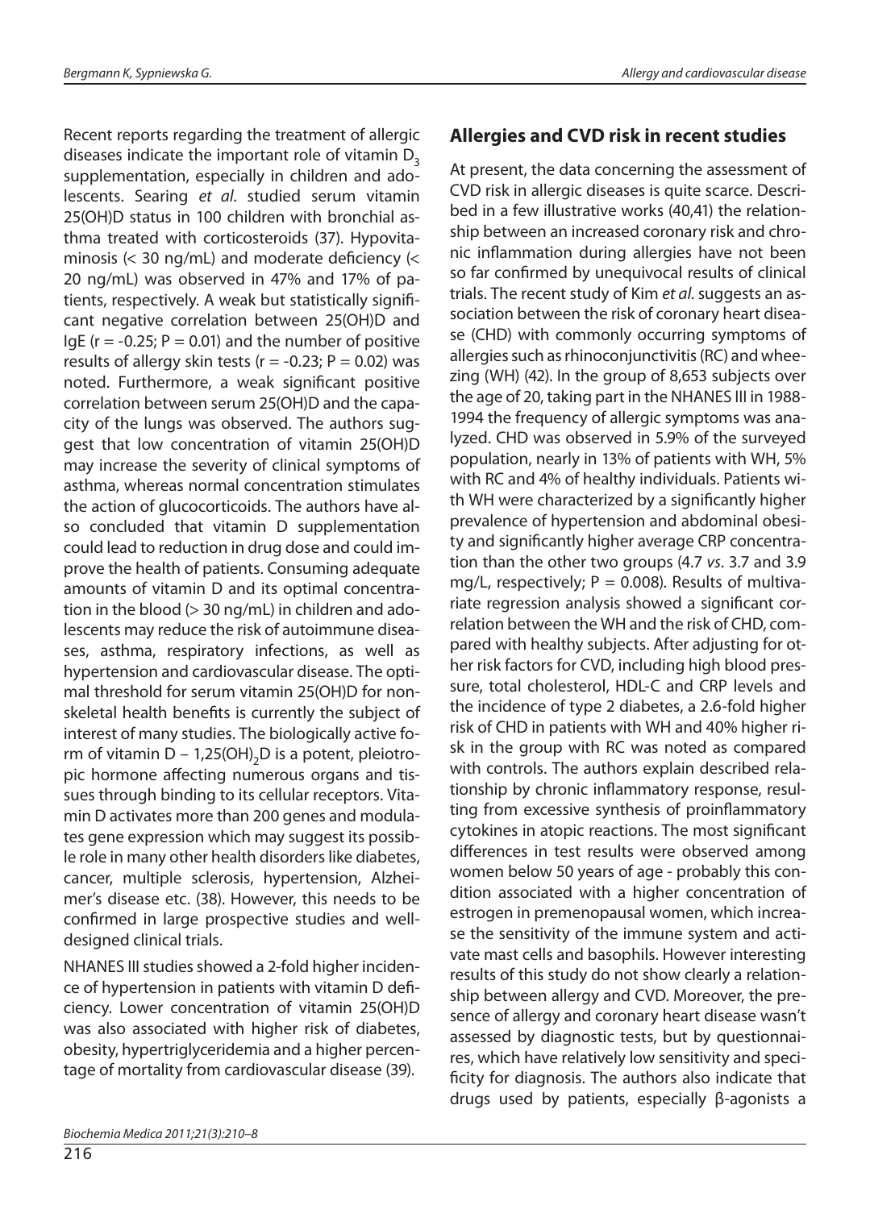Recent reports regarding the treatment of allergic diseases indicate the important role of vitamin $D_3$ supplementation, especially in children and adolescents. Searing *et al*. studied serum vitamin 25(OH)D status in 100 children with bronchial asthma treated with corticosteroids (37). Hypovitaminosis (< 30 ng/mL) and moderate deficiency (< 20 ng/mL) was observed in 47% and 17% of patients, respectively. A weak but statistically significant negative correlation between 25(OH)D and IgE ($r = -0.25$; $P = 0.01$) and the number of positive results of allergy skin tests ($r = -0.23$; $P = 0.02$) was noted. Furthermore, a weak significant positive correlation between serum 25(OH)D and the capacity of the lungs was observed. The authors suggest that low concentration of vitamin 25(OH)D may increase the severity of clinical symptoms of asthma, whereas normal concentration stimulates the action of glucocorticoids. The authors have also concluded that vitamin D supplementation could lead to reduction in drug dose and could improve the health of patients. Consuming adequate amounts of vitamin D and its optimal concentration in the blood (> 30 ng/mL) in children and adolescents may reduce the risk of autoimmune diseases, asthma, respiratory infections, as well as hypertension and cardiovascular disease. The optimal threshold for serum vitamin 25(OH)D for non-skeletal health benefits is currently the subject of interest of many studies. The biologically active form of vitamin D – $1,25(OH)_2D$ is a potent, pleiotropic hormone affecting numerous organs and tissues through binding to its cellular receptors. Vitamin D activates more than 200 genes and modulates gene expression which may suggest its possible role in many other health disorders like diabetes, cancer, multiple sclerosis, hypertension, Alzheimer's disease etc. (38). However, this needs to be confirmed in large prospective studies and well-designed clinical trials.

NHANES III studies showed a 2-fold higher incidence of hypertension in patients with vitamin D deficiency. Lower concentration of vitamin 25(OH)D was also associated with higher risk of diabetes, obesity, hypertriglyceridemia and a higher percentage of mortality from cardiovascular disease (39).

## Allergies and CVD risk in recent studies

At present, the data concerning the assessment of CVD risk in allergic diseases is quite scarce. Described in a few illustrative works (40,41) the relationship between an increased coronary risk and chronic inflammation during allergies have not been so far confirmed by unequivocal results of clinical trials. The recent study of Kim *et al*. suggests an association between the risk of coronary heart disease (CHD) with commonly occurring symptoms of allergies such as rhinoconjunctivitis (RC) and wheezing (WH) (42). In the group of 8,653 subjects over the age of 20, taking part in the NHANES III in 1988-1994 the frequency of allergic symptoms was analyzed. CHD was observed in 5.9% of the surveyed population, nearly in 13% of patients with WH, 5% with RC and 4% of healthy individuals. Patients with WH were characterized by a significantly higher prevalence of hypertension and abdominal obesity and significantly higher average CRP concentration than the other two groups (4.7 *vs*. 3.7 and 3.9 mg/L, respectively; $P = 0.008$). Results of multivariate regression analysis showed a significant correlation between the WH and the risk of CHD, compared with healthy subjects. After adjusting for other risk factors for CVD, including high blood pressure, total cholesterol, HDL-C and CRP levels and the incidence of type 2 diabetes, a 2.6-fold higher risk of CHD in patients with WH and 40% higher risk in the group with RC was noted as compared with controls. The authors explain described relationship by chronic inflammatory response, resulting from excessive synthesis of proinflammatory cytokines in atopic reactions. The most significant differences in test results were observed among women below 50 years of age - probably this condition associated with a higher concentration of estrogen in premenopausal women, which increase the sensitivity of the immune system and activate mast cells and basophils. However interesting results of this study do not show clearly a relationship between allergy and CVD. Moreover, the presence of allergy and coronary heart disease wasn't assessed by diagnostic tests, but by questionnaires, which have relatively low sensitivity and specificity for diagnosis. The authors also indicate that drugs used by patients, especially β-agonists a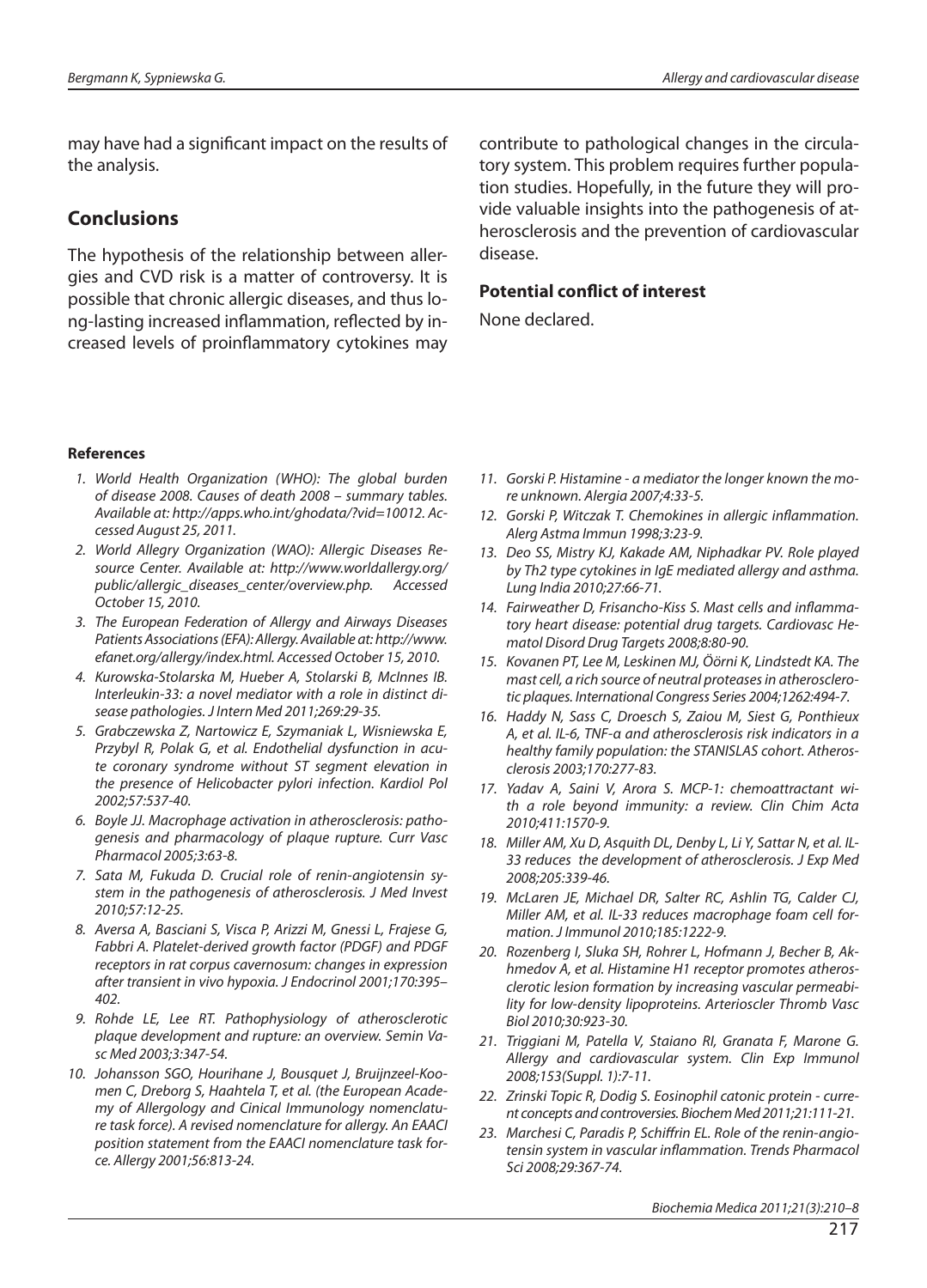may have had a significant impact on the results of the analysis.

## Conclusions

The hypothesis of the relationship between allergies and CVD risk is a matter of controversy. It is possible that chronic allergic diseases, and thus long-lasting increased inflammation, reflected by increased levels of proinflammatory cytokines may contribute to pathological changes in the circulatory system. This problem requires further population studies. Hopefully, in the future they will provide valuable insights into the pathogenesis of atherosclerosis and the prevention of cardiovascular disease.

### Potential conflict of interest

None declared.

### References

1. *World Health Organization (WHO): The global burden of disease 2008. Causes of death 2008 – summary tables. Available at: http://apps.who.int/ghodata/?vid=10012. Accessed August 25, 2011.*
2. *World Allegry Organization (WAO): Allergic Diseases Resource Center. Available at: http://www.worldallergy.org/public/allergic_diseases_center/overview.php. Accessed October 15, 2010.*
3. *The European Federation of Allergy and Airways Diseases Patients Associations (EFA): Allergy. Available at: http://www.efanet.org/allergy/index.html. Accessed October 15, 2010.*
4. *Kurowska-Stolarska M, Hueber A, Stolarski B, McInnes IB. Interleukin-33: a novel mediator with a role in distinct disease pathologies. J Intern Med 2011;269:29-35.*
5. *Grabczewska Z, Nartowicz E, Szymaniak L, Wisniewska E, Przybyl R, Polak G, et al. Endothelial dysfunction in acute coronary syndrome without ST segment elevation in the presence of Helicobacter pylori infection. Kardiol Pol 2002;57:537-40.*
6. *Boyle JJ. Macrophage activation in atherosclerosis: pathogenesis and pharmacology of plaque rupture. Curr Vasc Pharmacol 2005;3:63-8.*
7. *Sata M, Fukuda D. Crucial role of renin-angiotensin system in the pathogenesis of atherosclerosis. J Med Invest 2010;57:12-25.*
8. *Aversa A, Basciani S, Visca P, Arizzi M, Gnessi L, Frajese G, Fabbri A. Platelet-derived growth factor (PDGF) and PDGF receptors in rat corpus cavernosum: changes in expression after transient in vivo hypoxia. J Endocrinol 2001;170:395–402.*
9. *Rohde LE, Lee RT. Pathophysiology of atherosclerotic plaque development and rupture: an overview. Semin Vasc Med 2003;3:347-54.*
10. *Johansson SGO, Hourihane J, Bousquet J, Bruijnzeel-Koomen C, Dreborg S, Haahtela T, et al. (the European Academy of Allergology and Cinical Immunology nomenclature task force). A revised nomenclature for allergy. An EAACI position statement from the EAACI nomenclature task force. Allergy 2001;56:813-24.*
11. *Gorski P. Histamine - a mediator the longer known the more unknown. Alergia 2007;4:33-5.*
12. *Gorski P, Witczak T. Chemokines in allergic inflammation. Alerg Astma Immun 1998;3:23-9.*
13. *Deo SS, Mistry KJ, Kakade AM, Niphadkar PV. Role played by Th2 type cytokines in IgE mediated allergy and asthma. Lung India 2010;27:66-71.*
14. *Fairweather D, Frisancho-Kiss S. Mast cells and inflammatory heart disease: potential drug targets. Cardiovasc Hematol Disord Drug Targets 2008;8:80-90.*
15. *Kovanen PT, Lee M, Leskinen MJ, Öörni K, Lindstedt KA. The mast cell, a rich source of neutral proteases in atherosclerotic plaques. International Congress Series 2004;1262:494-7.*
16. *Haddy N, Sass C, Droesch S, Zaiou M, Siest G, Ponthieux A, et al. IL-6, TNF-α and atherosclerosis risk indicators in a healthy family population: the STANISLAS cohort. Atherosclerosis 2003;170:277-83.*
17. *Yadav A, Saini V, Arora S. MCP-1: chemoattractant with a role beyond immunity: a review. Clin Chim Acta 2010;411:1570-9.*
18. *Miller AM, Xu D, Asquith DL, Denby L, Li Y, Sattar N, et al. IL-33 reduces the development of atherosclerosis. J Exp Med 2008;205:339-46.*
19. *McLaren JE, Michael DR, Salter RC, Ashlin TG, Calder CJ, Miller AM, et al. IL-33 reduces macrophage foam cell formation. J Immunol 2010;185:1222-9.*
20. *Rozenberg I, Sluka SH, Rohrer L, Hofmann J, Becher B, Akhmedov A, et al. Histamine H1 receptor promotes atherosclerotic lesion formation by increasing vascular permeability for low-density lipoproteins. Arterioscler Thromb Vasc Biol 2010;30:923-30.*
21. *Triggiani M, Patella V, Staiano RI, Granata F, Marone G. Allergy and cardiovascular system. Clin Exp Immunol 2008;153(Suppl. 1):7-11.*
22. *Zrinski Topic R, Dodig S. Eosinophil catonic protein - current concepts and controversies. Biochem Med 2011;21:111-21.*
23. *Marchesi C, Paradis P, Schiffrin EL. Role of the renin-angiotensin system in vascular inflammation. Trends Pharmacol Sci 2008;29:367-74.*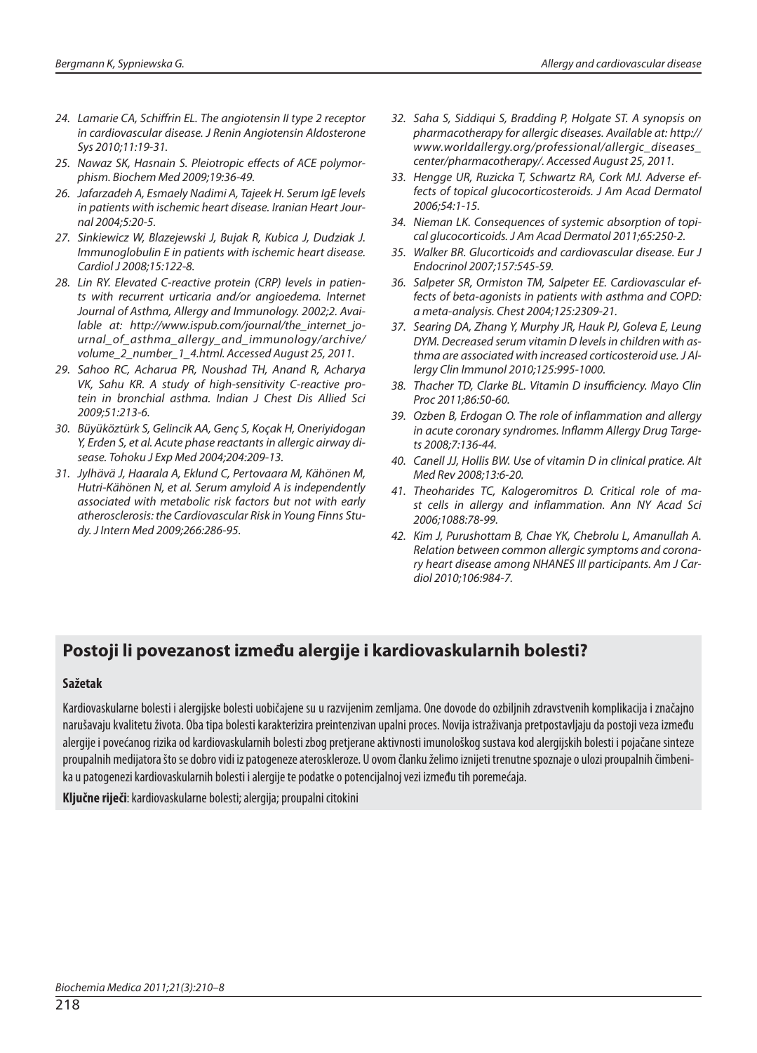24. Lamarie CA, Schiffrin EL. The angiotensin II type 2 receptor in cardiovascular disease. J Renin Angiotensin Aldosterone Sys 2010;11:19-31.
25. Nawaz SK, Hasnain S. Pleiotropic effects of ACE polymorphism. Biochem Med 2009;19:36-49.
26. Jafarzadeh A, Esmaely Nadimi A, Tajeek H. Serum IgE levels in patients with ischemic heart disease. Iranian Heart Journal 2004;5:20-5.
27. Sinkiewicz W, Blazejewski J, Bujak R, Kubica J, Dudziak J. Immunoglobulin E in patients with ischemic heart disease. Cardiol J 2008;15:122-8.
28. Lin RY. Elevated C-reactive protein (CRP) levels in patients with recurrent urticaria and/or angioedema. Internet Journal of Asthma, Allergy and Immunology. 2002;2. Available at: http://www.ispub.com/journal/the_internet_journal_of_asthma_allergy_and_immunology/archive/volume_2_number_1_4.html. Accessed August 25, 2011.
29. Sahoo RC, Acharua PR, Noushad TH, Anand R, Acharya VK, Sahu KR. A study of high-sensitivity C-reactive protein in bronchial asthma. Indian J Chest Dis Allied Sci 2009;51:213-6.
30. Büyüköztürk S, Gelincik AA, Genç S, Koçak H, Oneriyidogan Y, Erden S, et al. Acute phase reactants in allergic airway disease. Tohoku J Exp Med 2004;204:209-13.
31. Jylhävä J, Haarala A, Eklund C, Pertovaara M, Kähönen M, Hutri-Kähönen N, et al. Serum amyloid A is independently associated with metabolic risk factors but not with early atherosclerosis: the Cardiovascular Risk in Young Finns Study. J Intern Med 2009;266:286-95.
32. Saha S, Siddiqui S, Bradding P, Holgate ST. A synopsis on pharmacotherapy for allergic diseases. Available at: http://www.worldallergy.org/professional/allergic_diseases_center/pharmacotherapy/. Accessed August 25, 2011.
33. Hengge UR, Ruzicka T, Schwartz RA, Cork MJ. Adverse effects of topical glucocorticosteroids. J Am Acad Dermatol 2006;54:1-15.
34. Nieman LK. Consequences of systemic absorption of topical glucocorticoids. J Am Acad Dermatol 2011;65:250-2.
35. Walker BR. Glucorticoids and cardiovascular disease. Eur J Endocrinol 2007;157:545-59.
36. Salpeter SR, Ormiston TM, Salpeter EE. Cardiovascular effects of beta-agonists in patients with asthma and COPD: a meta-analysis. Chest 2004;125:2309-21.
37. Searing DA, Zhang Y, Murphy JR, Hauk PJ, Goleva E, Leung DYM. Decreased serum vitamin D levels in children with asthma are associated with increased corticosteroid use. J Allergy Clin Immunol 2010;125:995-1000.
38. Thacher TD, Clarke BL. Vitamin D insufficiency. Mayo Clin Proc 2011;86:50-60.
39. Ozben B, Erdogan O. The role of inflammation and allergy in acute coronary syndromes. Inflamm Allergy Drug Targets 2008;7:136-44.
40. Canell JJ, Hollis BW. Use of vitamin D in clinical pratice. Alt Med Rev 2008;13:6-20.
41. Theoharides TC, Kalogeromitros D. Critical role of mast cells in allergy and inflammation. Ann NY Acad Sci 2006;1088:78-99.
42. Kim J, Purushottam B, Chae YK, Chebrolu L, Amanullah A. Relation between common allergic symptoms and coronary heart disease among NHANES III participants. Am J Cardiol 2010;106:984-7.

## Postoji li povezanost između alergije i kardiovaskularnih bolesti?

**Sažetak**

Kardiovaskularne bolesti i alergijske bolesti uobičajene su u razvijenim zemljama. One dovode do ozbiljnih zdravstvenih komplikacija i značajno narušavaju kvalitetu života. Oba tipa bolesti karakterizira preintenzivan upalni proces. Novija istraživanja pretpostavljaju da postoji veza između alergije i povećanog rizika od kardiovaskularnih bolesti zbog pretjerane aktivnosti imunološkog sustava kod alergijskih bolesti i pojačane sinteze proupalnih medijatora što se dobro vidi iz patogeneze ateroskleroze. U ovom članku želimo iznijeti trenutne spoznaje o ulozi proupalnih čimbenika u patogenezi kardiovaskularnih bolesti i alergije te podatke o potencijalnoj vezi između tih poremećaja.

**Ključne riječi**: kardiovaskularne bolesti; alergija; proupalni citokini